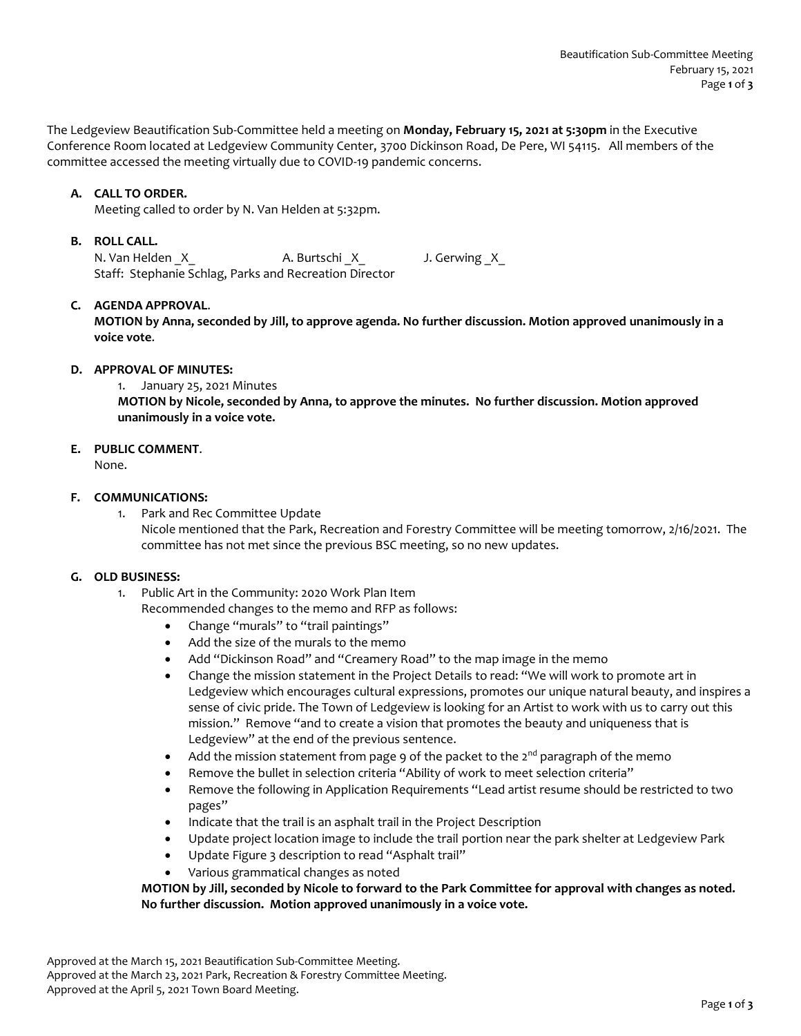The Ledgeview Beautification Sub-Committee held a meeting on **Monday, February 15, 2021 at 5:30pm** in the Executive Conference Room located at Ledgeview Community Center, 3700 Dickinson Road, De Pere, WI 54115. All members of the committee accessed the meeting virtually due to COVID-19 pandemic concerns.

**A. CALL TO ORDER.**

Meeting called to order by N. Van Helden at 5:32pm.

**B. ROLL CALL.**

N. Van Helden _X_ A. Burtschi _X_ J. Gerwing _X_

Staff: Stephanie Schlag, Parks and Recreation Director

**C. AGENDA APPROVAL.**

**MOTION by Anna, seconded by Jill, to approve agenda. No further discussion. Motion approved unanimously in a voice vote.**

**D. APPROVAL OF MINUTES:**

1. January 25, 2021 Minutes

**MOTION by Nicole, seconded by Anna, to approve the minutes. No further discussion. Motion approved unanimously in a voice vote.**

**E. PUBLIC COMMENT.**

None.

**F. COMMUNICATIONS:**

1. Park and Rec Committee Update

   Nicole mentioned that the Park, Recreation and Forestry Committee will be meeting tomorrow, 2/16/2021. The committee has not met since the previous BSC meeting, so no new updates.

**G. OLD BUSINESS:**

1. Public Art in the Community: 2020 Work Plan Item

   Recommended changes to the memo and RFP as follows:

   - Change "murals" to "trail paintings"
   - Add the size of the murals to the memo
   - Add "Dickinson Road" and "Creamery Road" to the map image in the memo
   - Change the mission statement in the Project Details to read: "We will work to promote art in Ledgeview which encourages cultural expressions, promotes our unique natural beauty, and inspires a sense of civic pride. The Town of Ledgeview is looking for an Artist to work with us to carry out this mission." Remove "and to create a vision that promotes the beauty and uniqueness that is Ledgeview" at the end of the previous sentence.
   - Add the mission statement from page 9 of the packet to the 2nd paragraph of the memo
   - Remove the bullet in selection criteria "Ability of work to meet selection criteria"
   - Remove the following in Application Requirements "Lead artist resume should be restricted to two pages"
   - Indicate that the trail is an asphalt trail in the Project Description
   - Update project location image to include the trail portion near the park shelter at Ledgeview Park
   - Update Figure 3 description to read "Asphalt trail"
   - Various grammatical changes as noted

   **MOTION by Jill, seconded by Nicole to forward to the Park Committee for approval with changes as noted. No further discussion. Motion approved unanimously in a voice vote.**

Approved at the March 15, 2021 Beautification Sub-Committee Meeting.
Approved at the March 23, 2021 Park, Recreation & Forestry Committee Meeting.
Approved at the April 5, 2021 Town Board Meeting.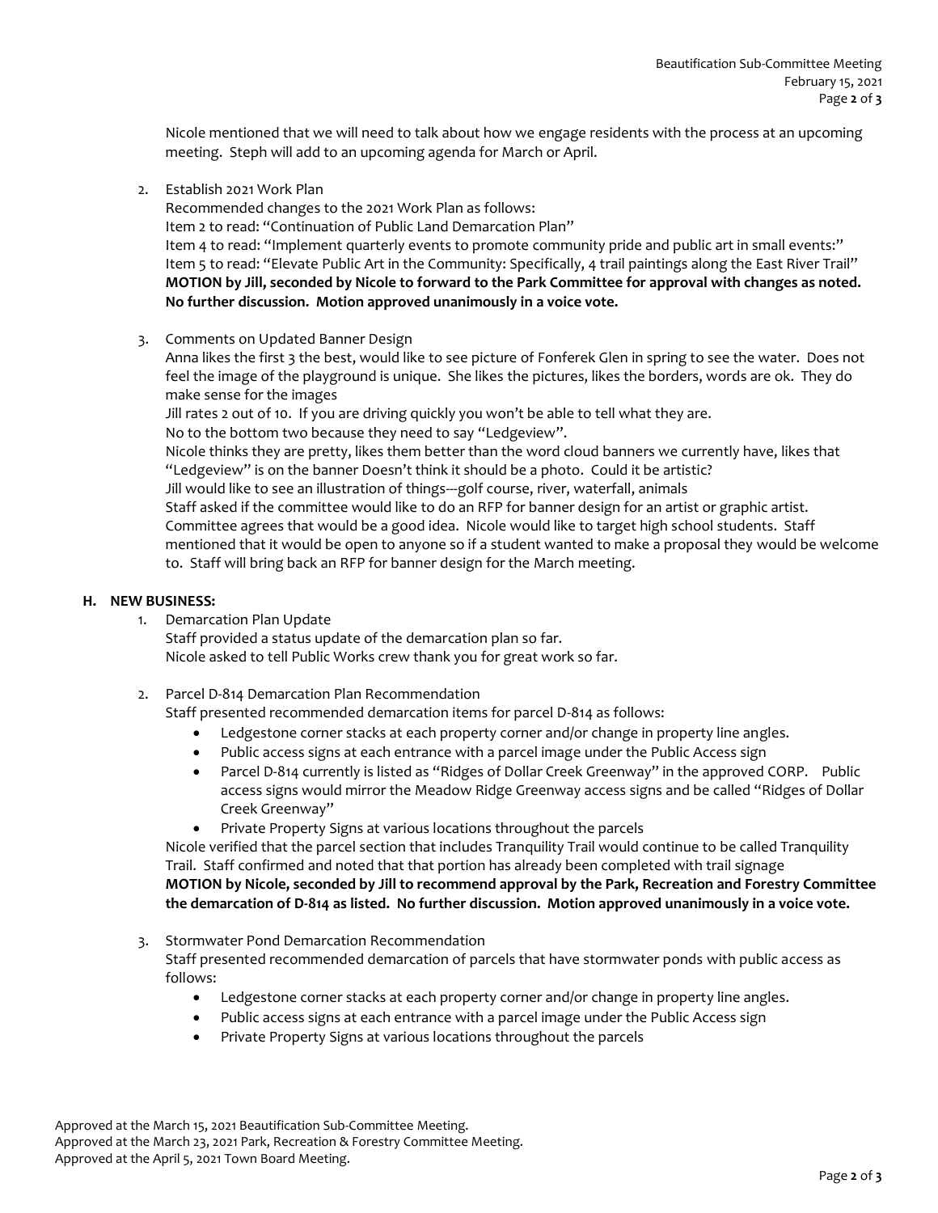Nicole mentioned that we will need to talk about how we engage residents with the process at an upcoming meeting. Steph will add to an upcoming agenda for March or April.

2. Establish 2021 Work Plan
   Recommended changes to the 2021 Work Plan as follows:
   Item 2 to read: "Continuation of Public Land Demarcation Plan"
   Item 4 to read: "Implement quarterly events to promote community pride and public art in small events:"
   Item 5 to read: "Elevate Public Art in the Community: Specifically, 4 trail paintings along the East River Trail"
   **MOTION by Jill, seconded by Nicole to forward to the Park Committee for approval with changes as noted. No further discussion. Motion approved unanimously in a voice vote.**

3. Comments on Updated Banner Design
   Anna likes the first 3 the best, would like to see picture of Fonferek Glen in spring to see the water. Does not feel the image of the playground is unique. She likes the pictures, likes the borders, words are ok. They do make sense for the images
   Jill rates 2 out of 10. If you are driving quickly you won't be able to tell what they are.
   No to the bottom two because they need to say "Ledgeview".
   Nicole thinks they are pretty, likes them better than the word cloud banners we currently have, likes that "Ledgeview" is on the banner Doesn't think it should be a photo. Could it be artistic?
   Jill would like to see an illustration of things---golf course, river, waterfall, animals
   Staff asked if the committee would like to do an RFP for banner design for an artist or graphic artist. Committee agrees that would be a good idea. Nicole would like to target high school students. Staff mentioned that it would be open to anyone so if a student wanted to make a proposal they would be welcome to. Staff will bring back an RFP for banner design for the March meeting.

**H. NEW BUSINESS:**

1. Demarcation Plan Update
   Staff provided a status update of the demarcation plan so far.
   Nicole asked to tell Public Works crew thank you for great work so far.

2. Parcel D-814 Demarcation Plan Recommendation
   Staff presented recommended demarcation items for parcel D-814 as follows:
   - Ledgestone corner stacks at each property corner and/or change in property line angles.
   - Public access signs at each entrance with a parcel image under the Public Access sign
   - Parcel D-814 currently is listed as "Ridges of Dollar Creek Greenway" in the approved CORP. Public access signs would mirror the Meadow Ridge Greenway access signs and be called "Ridges of Dollar Creek Greenway"
   - Private Property Signs at various locations throughout the parcels

   Nicole verified that the parcel section that includes Tranquility Trail would continue to be called Tranquility Trail. Staff confirmed and noted that that portion has already been completed with trail signage
   **MOTION by Nicole, seconded by Jill to recommend approval by the Park, Recreation and Forestry Committee the demarcation of D-814 as listed. No further discussion. Motion approved unanimously in a voice vote.**

3. Stormwater Pond Demarcation Recommendation
   Staff presented recommended demarcation of parcels that have stormwater ponds with public access as follows:
   - Ledgestone corner stacks at each property corner and/or change in property line angles.
   - Public access signs at each entrance with a parcel image under the Public Access sign
   - Private Property Signs at various locations throughout the parcels

Approved at the March 15, 2021 Beautification Sub-Committee Meeting.
Approved at the March 23, 2021 Park, Recreation & Forestry Committee Meeting.
Approved at the April 5, 2021 Town Board Meeting.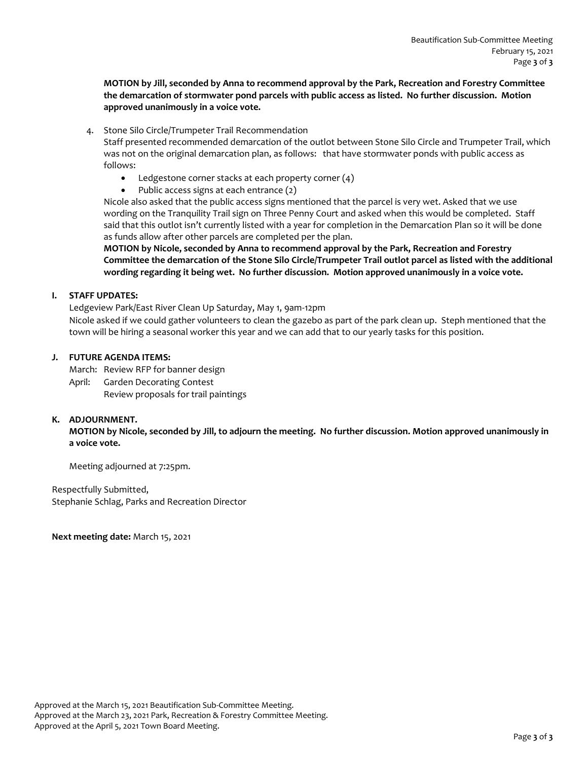**MOTION by Jill, seconded by Anna to recommend approval by the Park, Recreation and Forestry Committee the demarcation of stormwater pond parcels with public access as listed. No further discussion. Motion approved unanimously in a voice vote.**

4. Stone Silo Circle/Trumpeter Trail Recommendation
   Staff presented recommended demarcation of the outlot between Stone Silo Circle and Trumpeter Trail, which was not on the original demarcation plan, as follows: that have stormwater ponds with public access as follows:
   - Ledgestone corner stacks at each property corner (4)
   - Public access signs at each entrance (2)

   Nicole also asked that the public access signs mentioned that the parcel is very wet. Asked that we use wording on the Tranquility Trail sign on Three Penny Court and asked when this would be completed. Staff said that this outlot isn't currently listed with a year for completion in the Demarcation Plan so it will be done as funds allow after other parcels are completed per the plan.
   **MOTION by Nicole, seconded by Anna to recommend approval by the Park, Recreation and Forestry Committee the demarcation of the Stone Silo Circle/Trumpeter Trail outlot parcel as listed with the additional wording regarding it being wet. No further discussion. Motion approved unanimously in a voice vote.**

## I. STAFF UPDATES:

Ledgeview Park/East River Clean Up Saturday, May 1, 9am-12pm
Nicole asked if we could gather volunteers to clean the gazebo as part of the park clean up. Steph mentioned that the town will be hiring a seasonal worker this year and we can add that to our yearly tasks for this position.

## J. FUTURE AGENDA ITEMS:

March: Review RFP for banner design
April: Garden Decorating Contest
Review proposals for trail paintings

## K. ADJOURNMENT.

**MOTION by Nicole, seconded by Jill, to adjourn the meeting. No further discussion. Motion approved unanimously in a voice vote.**

Meeting adjourned at 7:25pm.

Respectfully Submitted,
Stephanie Schlag, Parks and Recreation Director

**Next meeting date:** March 15, 2021

Approved at the March 15, 2021 Beautification Sub-Committee Meeting.
Approved at the March 23, 2021 Park, Recreation & Forestry Committee Meeting.
Approved at the April 5, 2021 Town Board Meeting.